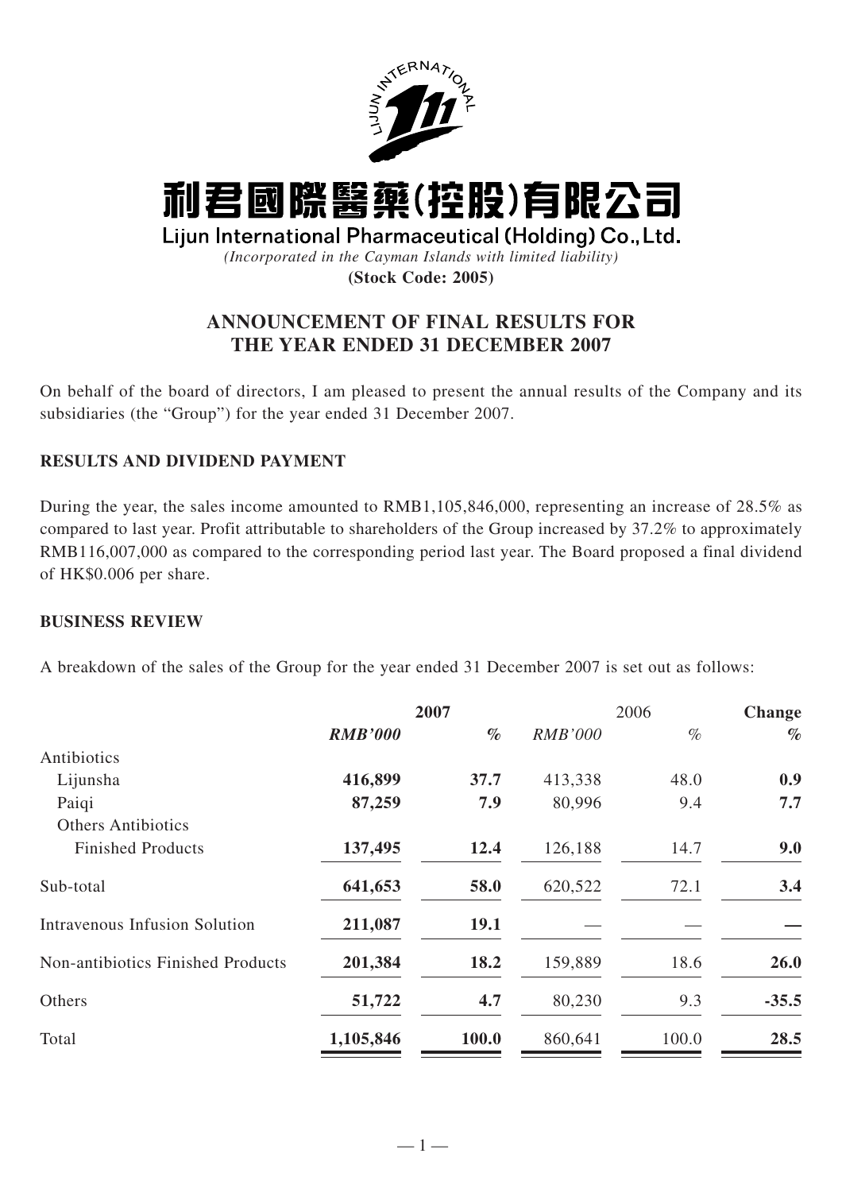# 利君國際醫藥(控股)有限公司

**Lijun International Pharmaceutical (Holding) Co., Ltd.**

*(Incorporated in the Cayman Islands with limited liability)*

**(Stock Code: 2005)**

## ANNOUNCEMENT OF FINAL RESULTS FOR THE YEAR ENDED 31 DECEMBER 2007

On behalf of the board of directors, I am pleased to present the annual results of the Company and its subsidiaries (the "Group") for the year ended 31 December 2007.

### RESULTS AND DIVIDEND PAYMENT

During the year, the sales income amounted to RMB1,105,846,000, representing an increase of 28.5% as compared to last year. Profit attributable to shareholders of the Group increased by 37.2% to approximately RMB116,007,000 as compared to the corresponding period last year. The Board proposed a final dividend of HK$0.006 per share.

### BUSINESS REVIEW

A breakdown of the sales of the Group for the year ended 31 December 2007 is set out as follows:

| | **2007** | | 2006 | | **Change** |
|---|---|---|---|---|---|
| | ***RMB'000*** | ***%*** | *RMB'000* | *%* | ***%*** |
| Antibiotics | | | | | |
| Lijunsha | **416,899** | **37.7** | 413,338 | 48.0 | **0.9** |
| Paiqi | **87,259** | **7.9** | 80,996 | 9.4 | **7.7** |
| Others Antibiotics Finished Products | **137,495** | **12.4** | 126,188 | 14.7 | **9.0** |
| Sub-total | **641,653** | **58.0** | 620,522 | 72.1 | **3.4** |
| Intravenous Infusion Solution | **211,087** | **19.1** | — | — | **—** |
| Non-antibiotics Finished Products | **201,384** | **18.2** | 159,889 | 18.6 | **26.0** |
| Others | **51,722** | **4.7** | 80,230 | 9.3 | **-35.5** |
| Total | **1,105,846** | **100.0** | 860,641 | 100.0 | **28.5** |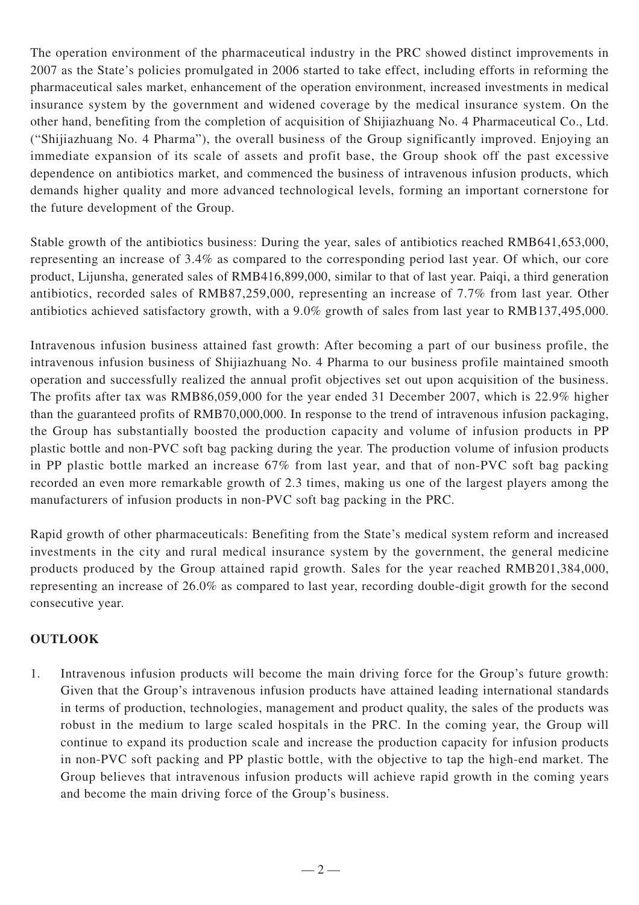The operation environment of the pharmaceutical industry in the PRC showed distinct improvements in 2007 as the State's policies promulgated in 2006 started to take effect, including efforts in reforming the pharmaceutical sales market, enhancement of the operation environment, increased investments in medical insurance system by the government and widened coverage by the medical insurance system. On the other hand, benefiting from the completion of acquisition of Shijiazhuang No. 4 Pharmaceutical Co., Ltd. ("Shijiazhuang No. 4 Pharma"), the overall business of the Group significantly improved. Enjoying an immediate expansion of its scale of assets and profit base, the Group shook off the past excessive dependence on antibiotics market, and commenced the business of intravenous infusion products, which demands higher quality and more advanced technological levels, forming an important cornerstone for the future development of the Group.

Stable growth of the antibiotics business: During the year, sales of antibiotics reached RMB641,653,000, representing an increase of 3.4% as compared to the corresponding period last year. Of which, our core product, Lijunsha, generated sales of RMB416,899,000, similar to that of last year. Paiqi, a third generation antibiotics, recorded sales of RMB87,259,000, representing an increase of 7.7% from last year. Other antibiotics achieved satisfactory growth, with a 9.0% growth of sales from last year to RMB137,495,000.

Intravenous infusion business attained fast growth: After becoming a part of our business profile, the intravenous infusion business of Shijiazhuang No. 4 Pharma to our business profile maintained smooth operation and successfully realized the annual profit objectives set out upon acquisition of the business. The profits after tax was RMB86,059,000 for the year ended 31 December 2007, which is 22.9% higher than the guaranteed profits of RMB70,000,000. In response to the trend of intravenous infusion packaging, the Group has substantially boosted the production capacity and volume of infusion products in PP plastic bottle and non-PVC soft bag packing during the year. The production volume of infusion products in PP plastic bottle marked an increase 67% from last year, and that of non-PVC soft bag packing recorded an even more remarkable growth of 2.3 times, making us one of the largest players among the manufacturers of infusion products in non-PVC soft bag packing in the PRC.

Rapid growth of other pharmaceuticals: Benefiting from the State's medical system reform and increased investments in the city and rural medical insurance system by the government, the general medicine products produced by the Group attained rapid growth. Sales for the year reached RMB201,384,000, representing an increase of 26.0% as compared to last year, recording double-digit growth for the second consecutive year.

## OUTLOOK

1. Intravenous infusion products will become the main driving force for the Group's future growth: Given that the Group's intravenous infusion products have attained leading international standards in terms of production, technologies, management and product quality, the sales of the products was robust in the medium to large scaled hospitals in the PRC. In the coming year, the Group will continue to expand its production scale and increase the production capacity for infusion products in non-PVC soft packing and PP plastic bottle, with the objective to tap the high-end market. The Group believes that intravenous infusion products will achieve rapid growth in the coming years and become the main driving force of the Group's business.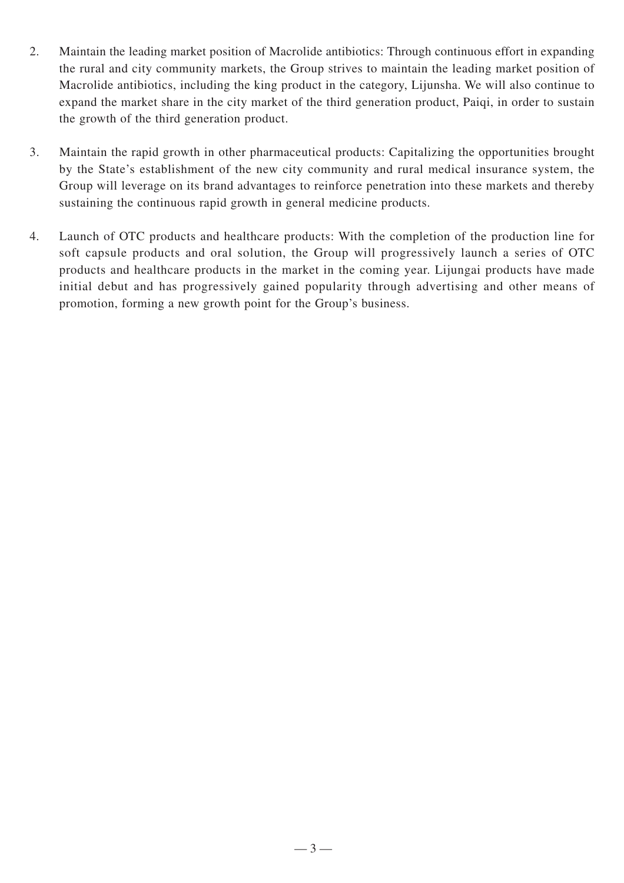2. Maintain the leading market position of Macrolide antibiotics: Through continuous effort in expanding the rural and city community markets, the Group strives to maintain the leading market position of Macrolide antibiotics, including the king product in the category, Lijunsha. We will also continue to expand the market share in the city market of the third generation product, Paiqi, in order to sustain the growth of the third generation product.

3. Maintain the rapid growth in other pharmaceutical products: Capitalizing the opportunities brought by the State's establishment of the new city community and rural medical insurance system, the Group will leverage on its brand advantages to reinforce penetration into these markets and thereby sustaining the continuous rapid growth in general medicine products.

4. Launch of OTC products and healthcare products: With the completion of the production line for soft capsule products and oral solution, the Group will progressively launch a series of OTC products and healthcare products in the market in the coming year. Lijungai products have made initial debut and has progressively gained popularity through advertising and other means of promotion, forming a new growth point for the Group's business.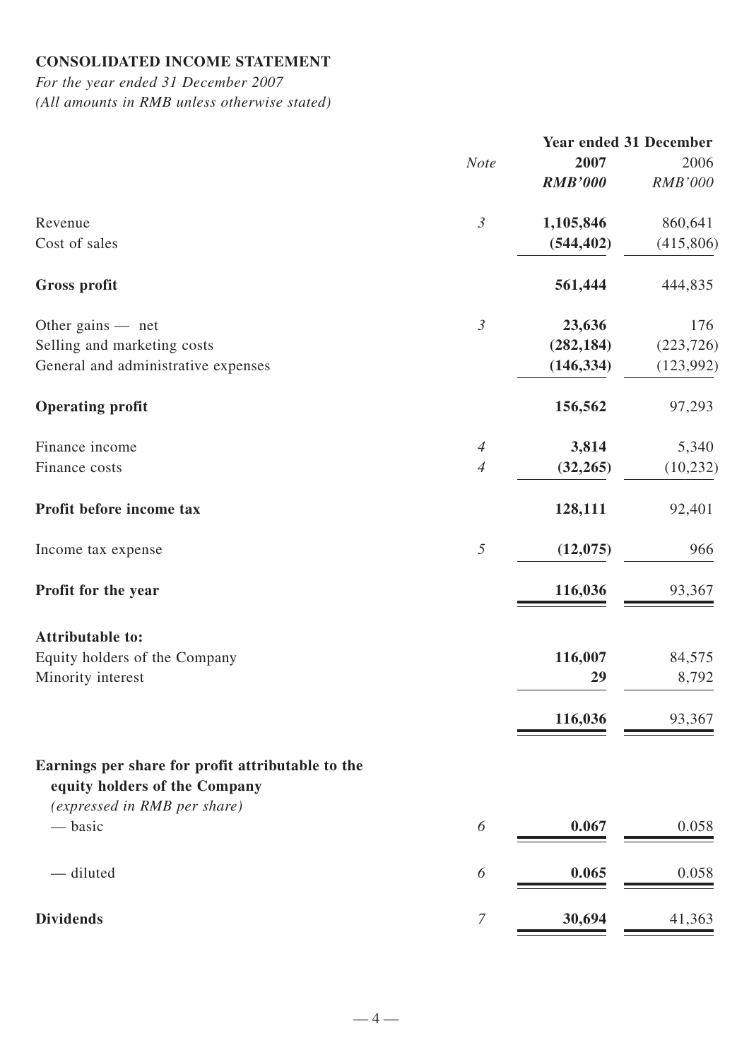**CONSOLIDATED INCOME STATEMENT**

*For the year ended 31 December 2007*
*(All amounts in RMB unless otherwise stated)*

| | *Note* | **Year ended 31 December** | |
|---|---|---|---|
| | | **2007** | 2006 |
| | | ***RMB'000*** | *RMB'000* |
| Revenue | *3* | **1,105,846** | 860,641 |
| Cost of sales | | **(544,402)** | (415,806) |
| **Gross profit** | | **561,444** | 444,835 |
| Other gains — net | *3* | **23,636** | 176 |
| Selling and marketing costs | | **(282,184)** | (223,726) |
| General and administrative expenses | | **(146,334)** | (123,992) |
| **Operating profit** | | **156,562** | 97,293 |
| Finance income | *4* | **3,814** | 5,340 |
| Finance costs | *4* | **(32,265)** | (10,232) |
| **Profit before income tax** | | **128,111** | 92,401 |
| Income tax expense | *5* | **(12,075)** | 966 |
| **Profit for the year** | | **116,036** | 93,367 |
| **Attributable to:** | | | |
| Equity holders of the Company | | **116,007** | 84,575 |
| Minority interest | | **29** | 8,792 |
| | | **116,036** | 93,367 |
| **Earnings per share for profit attributable to the equity holders of the Company** *(expressed in RMB per share)* | | | |
| — basic | *6* | **0.067** | 0.058 |
| — diluted | *6* | **0.065** | 0.058 |
| **Dividends** | *7* | **30,694** | 41,363 |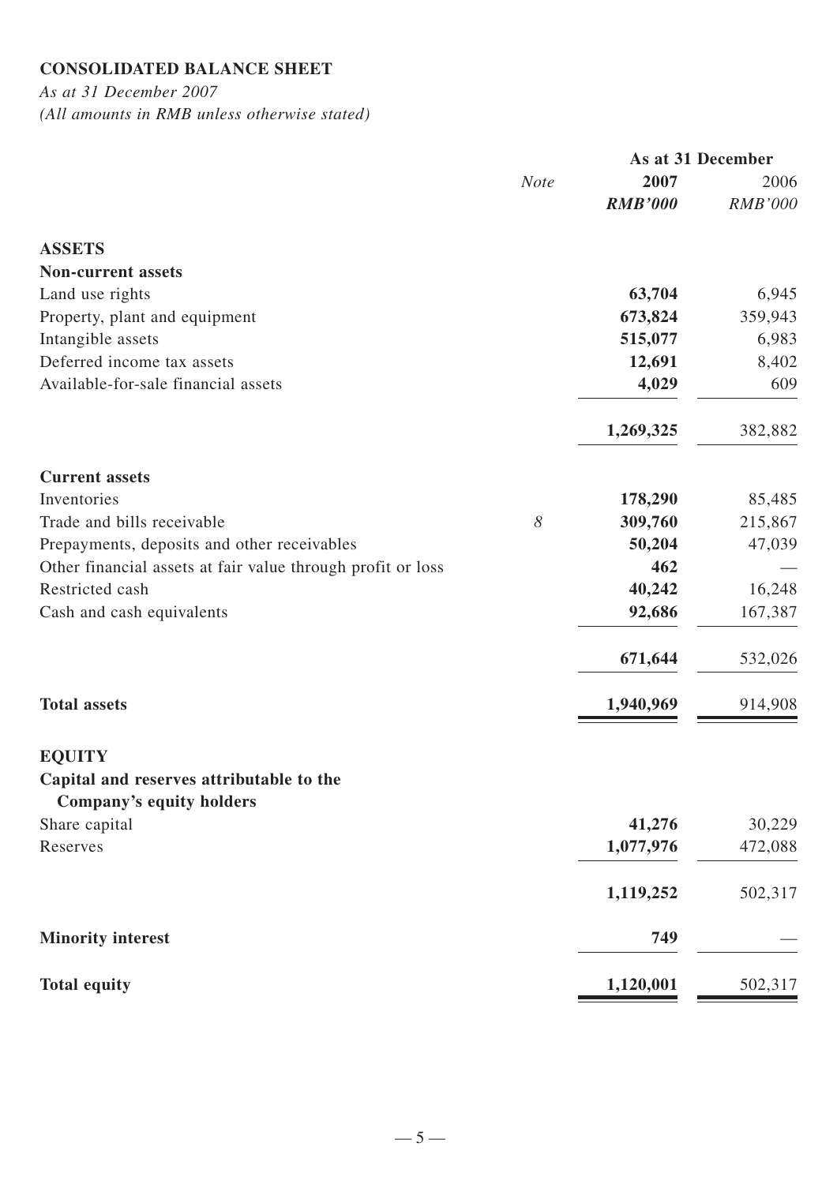## CONSOLIDATED BALANCE SHEET

*As at 31 December 2007*
*(All amounts in RMB unless otherwise stated)*

| | *Note* | As at 31 December 2007 *RMB'000* | 2006 *RMB'000* |
|---|---|---|---|
| **ASSETS** | | | |
| **Non-current assets** | | | |
| Land use rights | | **63,704** | 6,945 |
| Property, plant and equipment | | **673,824** | 359,943 |
| Intangible assets | | **515,077** | 6,983 |
| Deferred income tax assets | | **12,691** | 8,402 |
| Available-for-sale financial assets | | **4,029** | 609 |
| | | **1,269,325** | 382,882 |
| **Current assets** | | | |
| Inventories | | **178,290** | 85,485 |
| Trade and bills receivable | *8* | **309,760** | 215,867 |
| Prepayments, deposits and other receivables | | **50,204** | 47,039 |
| Other financial assets at fair value through profit or loss | | **462** | — |
| Restricted cash | | **40,242** | 16,248 |
| Cash and cash equivalents | | **92,686** | 167,387 |
| | | **671,644** | 532,026 |
| **Total assets** | | **1,940,969** | 914,908 |
| **EQUITY** | | | |
| **Capital and reserves attributable to the Company's equity holders** | | | |
| Share capital | | **41,276** | 30,229 |
| Reserves | | **1,077,976** | 472,088 |
| | | **1,119,252** | 502,317 |
| **Minority interest** | | **749** | — |
| **Total equity** | | **1,120,001** | 502,317 |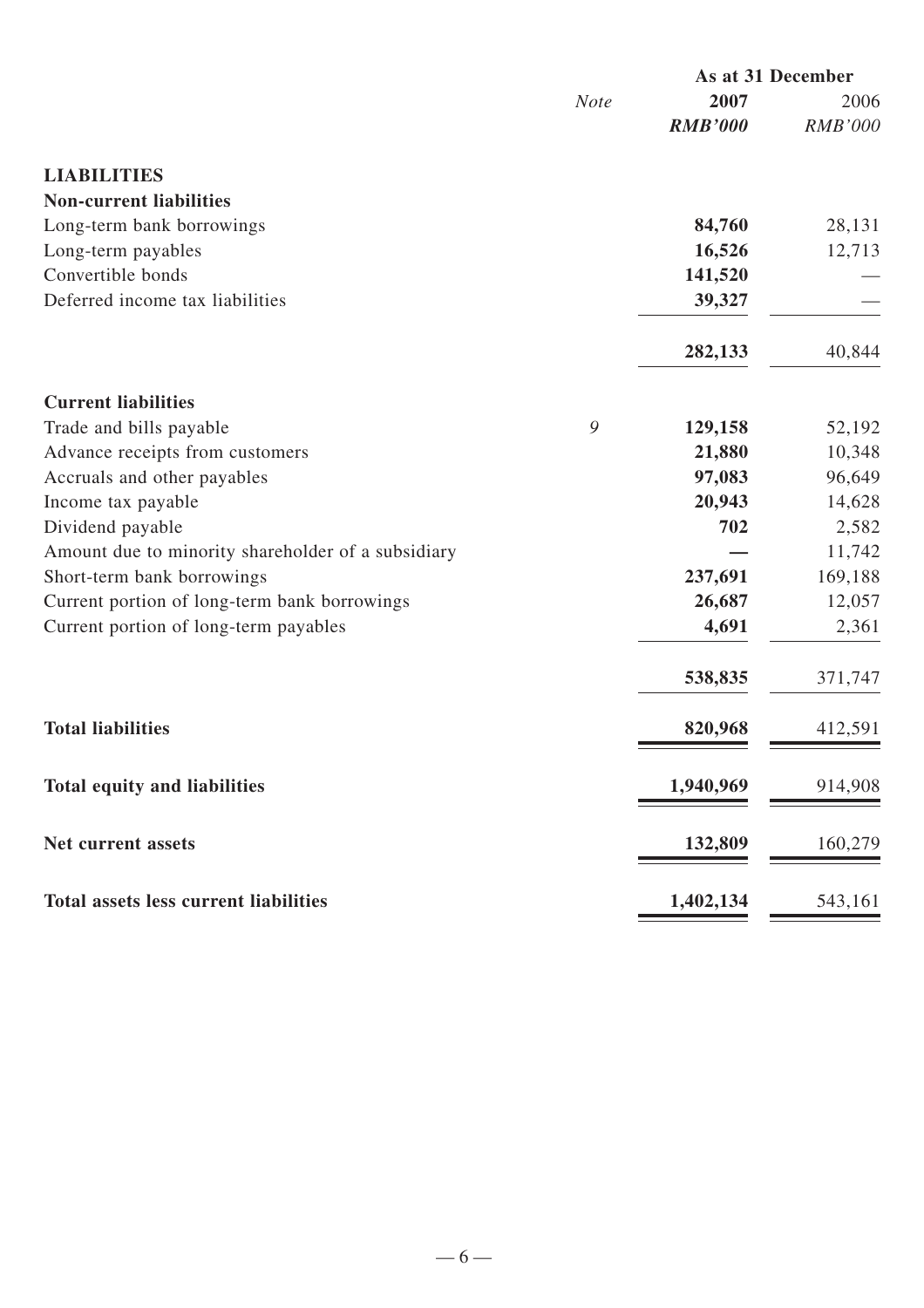| | Note | As at 31 December 2007 | 2006 |
|---|---|---|---|
| | | **RMB'000** | *RMB'000* |
| **LIABILITIES** | | | |
| **Non-current liabilities** | | | |
| Long-term bank borrowings | | **84,760** | 28,131 |
| Long-term payables | | **16,526** | 12,713 |
| Convertible bonds | | **141,520** | — |
| Deferred income tax liabilities | | **39,327** | — |
| | | **282,133** | 40,844 |
| **Current liabilities** | | | |
| Trade and bills payable | *9* | **129,158** | 52,192 |
| Advance receipts from customers | | **21,880** | 10,348 |
| Accruals and other payables | | **97,083** | 96,649 |
| Income tax payable | | **20,943** | 14,628 |
| Dividend payable | | **702** | 2,582 |
| Amount due to minority shareholder of a subsidiary | | **—** | 11,742 |
| Short-term bank borrowings | | **237,691** | 169,188 |
| Current portion of long-term bank borrowings | | **26,687** | 12,057 |
| Current portion of long-term payables | | **4,691** | 2,361 |
| | | **538,835** | 371,747 |
| **Total liabilities** | | **820,968** | 412,591 |
| **Total equity and liabilities** | | **1,940,969** | 914,908 |
| **Net current assets** | | **132,809** | 160,279 |
| **Total assets less current liabilities** | | **1,402,134** | 543,161 |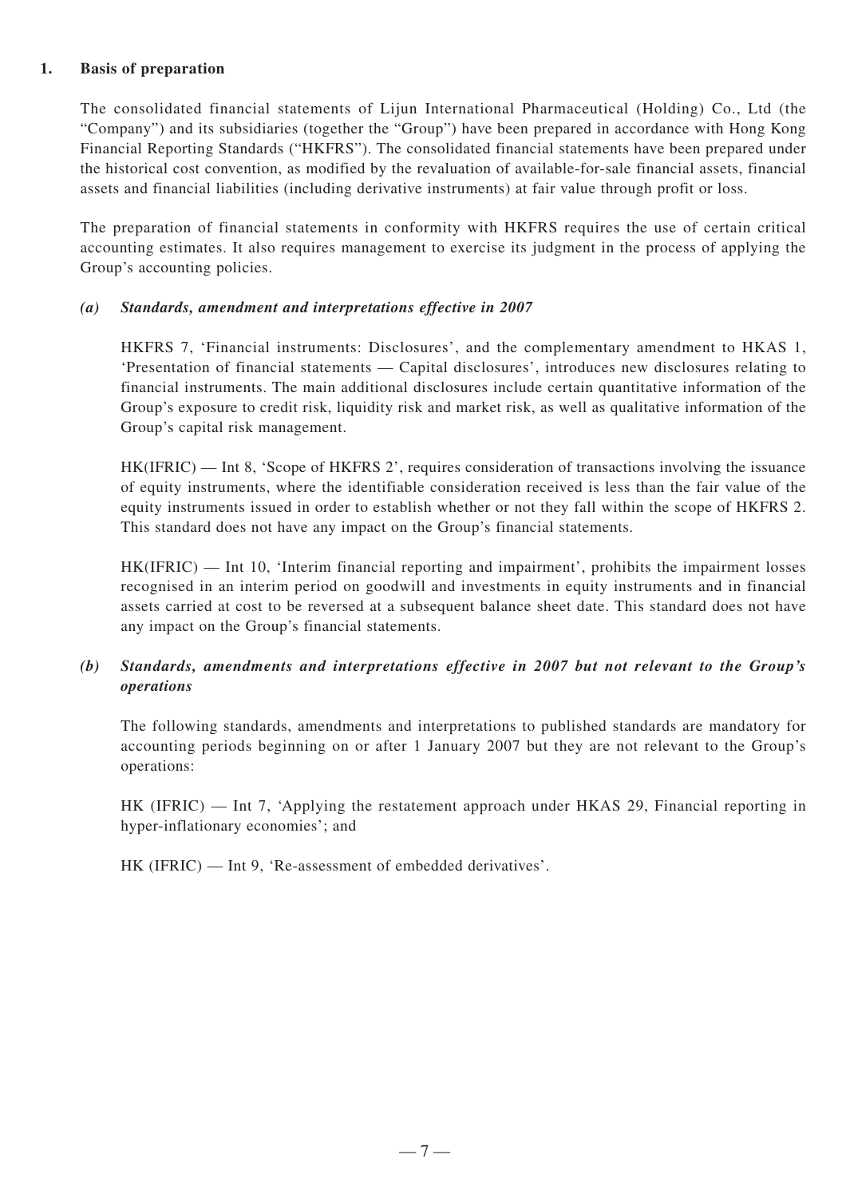## 1. Basis of preparation

The consolidated financial statements of Lijun International Pharmaceutical (Holding) Co., Ltd (the "Company") and its subsidiaries (together the "Group") have been prepared in accordance with Hong Kong Financial Reporting Standards ("HKFRS"). The consolidated financial statements have been prepared under the historical cost convention, as modified by the revaluation of available-for-sale financial assets, financial assets and financial liabilities (including derivative instruments) at fair value through profit or loss.

The preparation of financial statements in conformity with HKFRS requires the use of certain critical accounting estimates. It also requires management to exercise its judgment in the process of applying the Group's accounting policies.

### *(a) Standards, amendment and interpretations effective in 2007*

HKFRS 7, 'Financial instruments: Disclosures', and the complementary amendment to HKAS 1, 'Presentation of financial statements — Capital disclosures', introduces new disclosures relating to financial instruments. The main additional disclosures include certain quantitative information of the Group's exposure to credit risk, liquidity risk and market risk, as well as qualitative information of the Group's capital risk management.

HK(IFRIC) — Int 8, 'Scope of HKFRS 2', requires consideration of transactions involving the issuance of equity instruments, where the identifiable consideration received is less than the fair value of the equity instruments issued in order to establish whether or not they fall within the scope of HKFRS 2. This standard does not have any impact on the Group's financial statements.

HK(IFRIC) — Int 10, 'Interim financial reporting and impairment', prohibits the impairment losses recognised in an interim period on goodwill and investments in equity instruments and in financial assets carried at cost to be reversed at a subsequent balance sheet date. This standard does not have any impact on the Group's financial statements.

### *(b) Standards, amendments and interpretations effective in 2007 but not relevant to the Group's operations*

The following standards, amendments and interpretations to published standards are mandatory for accounting periods beginning on or after 1 January 2007 but they are not relevant to the Group's operations:

HK (IFRIC) — Int 7, 'Applying the restatement approach under HKAS 29, Financial reporting in hyper-inflationary economies'; and

HK (IFRIC) — Int 9, 'Re-assessment of embedded derivatives'.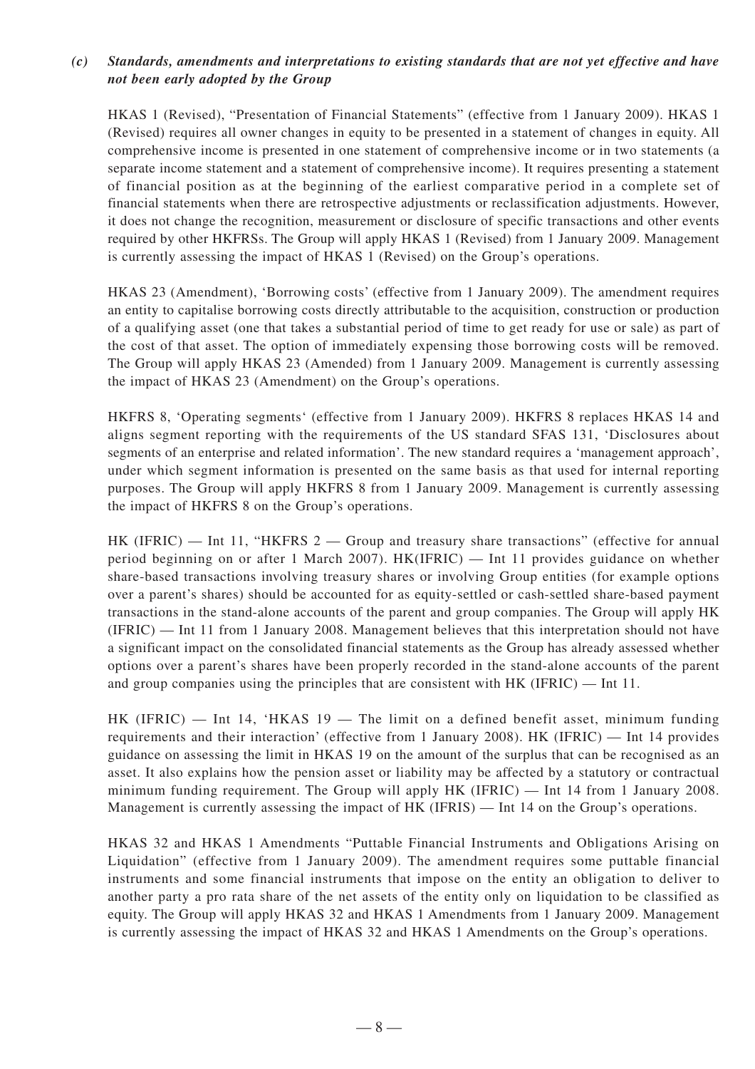*(c)* ***Standards, amendments and interpretations to existing standards that are not yet effective and have not been early adopted by the Group***

HKAS 1 (Revised), "Presentation of Financial Statements" (effective from 1 January 2009). HKAS 1 (Revised) requires all owner changes in equity to be presented in a statement of changes in equity. All comprehensive income is presented in one statement of comprehensive income or in two statements (a separate income statement and a statement of comprehensive income). It requires presenting a statement of financial position as at the beginning of the earliest comparative period in a complete set of financial statements when there are retrospective adjustments or reclassification adjustments. However, it does not change the recognition, measurement or disclosure of specific transactions and other events required by other HKFRSs. The Group will apply HKAS 1 (Revised) from 1 January 2009. Management is currently assessing the impact of HKAS 1 (Revised) on the Group's operations.

HKAS 23 (Amendment), 'Borrowing costs' (effective from 1 January 2009). The amendment requires an entity to capitalise borrowing costs directly attributable to the acquisition, construction or production of a qualifying asset (one that takes a substantial period of time to get ready for use or sale) as part of the cost of that asset. The option of immediately expensing those borrowing costs will be removed. The Group will apply HKAS 23 (Amended) from 1 January 2009. Management is currently assessing the impact of HKAS 23 (Amendment) on the Group's operations.

HKFRS 8, 'Operating segments' (effective from 1 January 2009). HKFRS 8 replaces HKAS 14 and aligns segment reporting with the requirements of the US standard SFAS 131, 'Disclosures about segments of an enterprise and related information'. The new standard requires a 'management approach', under which segment information is presented on the same basis as that used for internal reporting purposes. The Group will apply HKFRS 8 from 1 January 2009. Management is currently assessing the impact of HKFRS 8 on the Group's operations.

HK (IFRIC) — Int 11, "HKFRS 2 — Group and treasury share transactions" (effective for annual period beginning on or after 1 March 2007). HK(IFRIC) — Int 11 provides guidance on whether share-based transactions involving treasury shares or involving Group entities (for example options over a parent's shares) should be accounted for as equity-settled or cash-settled share-based payment transactions in the stand-alone accounts of the parent and group companies. The Group will apply HK (IFRIC) — Int 11 from 1 January 2008. Management believes that this interpretation should not have a significant impact on the consolidated financial statements as the Group has already assessed whether options over a parent's shares have been properly recorded in the stand-alone accounts of the parent and group companies using the principles that are consistent with HK (IFRIC) — Int 11.

HK (IFRIC) — Int 14, 'HKAS 19 — The limit on a defined benefit asset, minimum funding requirements and their interaction' (effective from 1 January 2008). HK (IFRIC) — Int 14 provides guidance on assessing the limit in HKAS 19 on the amount of the surplus that can be recognised as an asset. It also explains how the pension asset or liability may be affected by a statutory or contractual minimum funding requirement. The Group will apply HK (IFRIC) — Int 14 from 1 January 2008. Management is currently assessing the impact of HK (IFRIS) — Int 14 on the Group's operations.

HKAS 32 and HKAS 1 Amendments "Puttable Financial Instruments and Obligations Arising on Liquidation" (effective from 1 January 2009). The amendment requires some puttable financial instruments and some financial instruments that impose on the entity an obligation to deliver to another party a pro rata share of the net assets of the entity only on liquidation to be classified as equity. The Group will apply HKAS 32 and HKAS 1 Amendments from 1 January 2009. Management is currently assessing the impact of HKAS 32 and HKAS 1 Amendments on the Group's operations.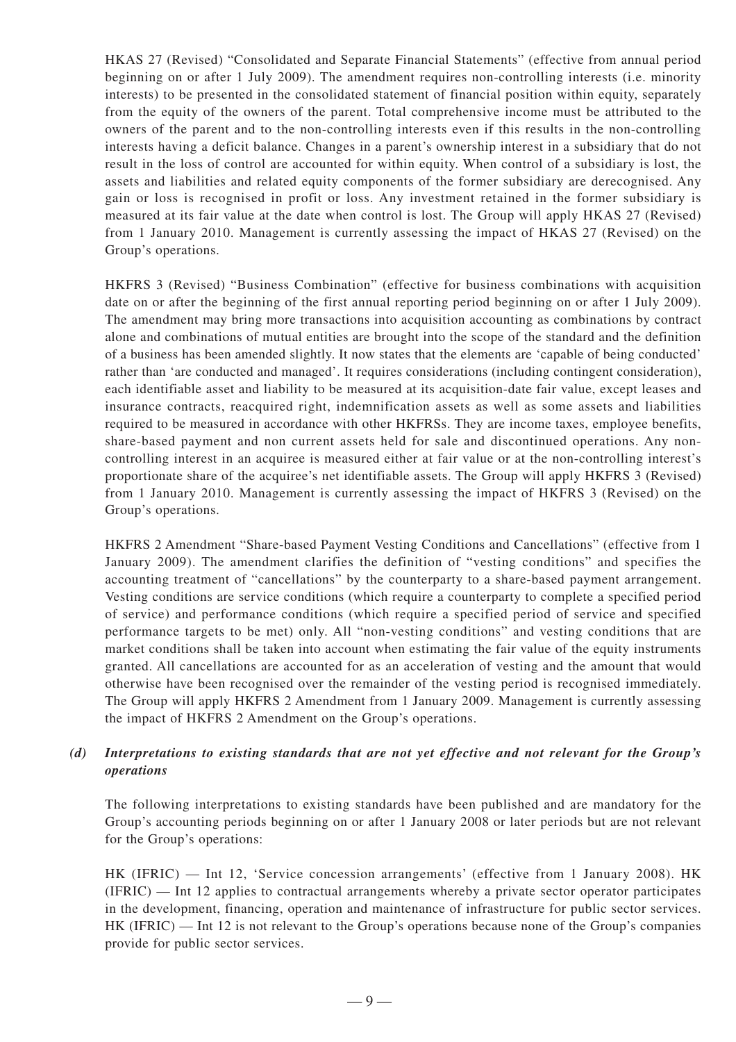HKAS 27 (Revised) "Consolidated and Separate Financial Statements" (effective from annual period beginning on or after 1 July 2009). The amendment requires non-controlling interests (i.e. minority interests) to be presented in the consolidated statement of financial position within equity, separately from the equity of the owners of the parent. Total comprehensive income must be attributed to the owners of the parent and to the non-controlling interests even if this results in the non-controlling interests having a deficit balance. Changes in a parent's ownership interest in a subsidiary that do not result in the loss of control are accounted for within equity. When control of a subsidiary is lost, the assets and liabilities and related equity components of the former subsidiary are derecognised. Any gain or loss is recognised in profit or loss. Any investment retained in the former subsidiary is measured at its fair value at the date when control is lost. The Group will apply HKAS 27 (Revised) from 1 January 2010. Management is currently assessing the impact of HKAS 27 (Revised) on the Group's operations.

HKFRS 3 (Revised) "Business Combination" (effective for business combinations with acquisition date on or after the beginning of the first annual reporting period beginning on or after 1 July 2009). The amendment may bring more transactions into acquisition accounting as combinations by contract alone and combinations of mutual entities are brought into the scope of the standard and the definition of a business has been amended slightly. It now states that the elements are 'capable of being conducted' rather than 'are conducted and managed'. It requires considerations (including contingent consideration), each identifiable asset and liability to be measured at its acquisition-date fair value, except leases and insurance contracts, reacquired right, indemnification assets as well as some assets and liabilities required to be measured in accordance with other HKFRSs. They are income taxes, employee benefits, share-based payment and non current assets held for sale and discontinued operations. Any non-controlling interest in an acquiree is measured either at fair value or at the non-controlling interest's proportionate share of the acquiree's net identifiable assets. The Group will apply HKFRS 3 (Revised) from 1 January 2010. Management is currently assessing the impact of HKFRS 3 (Revised) on the Group's operations.

HKFRS 2 Amendment "Share-based Payment Vesting Conditions and Cancellations" (effective from 1 January 2009). The amendment clarifies the definition of "vesting conditions" and specifies the accounting treatment of "cancellations" by the counterparty to a share-based payment arrangement. Vesting conditions are service conditions (which require a counterparty to complete a specified period of service) and performance conditions (which require a specified period of service and specified performance targets to be met) only. All "non-vesting conditions" and vesting conditions that are market conditions shall be taken into account when estimating the fair value of the equity instruments granted. All cancellations are accounted for as an acceleration of vesting and the amount that would otherwise have been recognised over the remainder of the vesting period is recognised immediately. The Group will apply HKFRS 2 Amendment from 1 January 2009. Management is currently assessing the impact of HKFRS 2 Amendment on the Group's operations.

*(d)* ***Interpretations to existing standards that are not yet effective and not relevant for the Group's operations***

The following interpretations to existing standards have been published and are mandatory for the Group's accounting periods beginning on or after 1 January 2008 or later periods but are not relevant for the Group's operations:

HK (IFRIC) — Int 12, 'Service concession arrangements' (effective from 1 January 2008). HK (IFRIC) — Int 12 applies to contractual arrangements whereby a private sector operator participates in the development, financing, operation and maintenance of infrastructure for public sector services. HK (IFRIC) — Int 12 is not relevant to the Group's operations because none of the Group's companies provide for public sector services.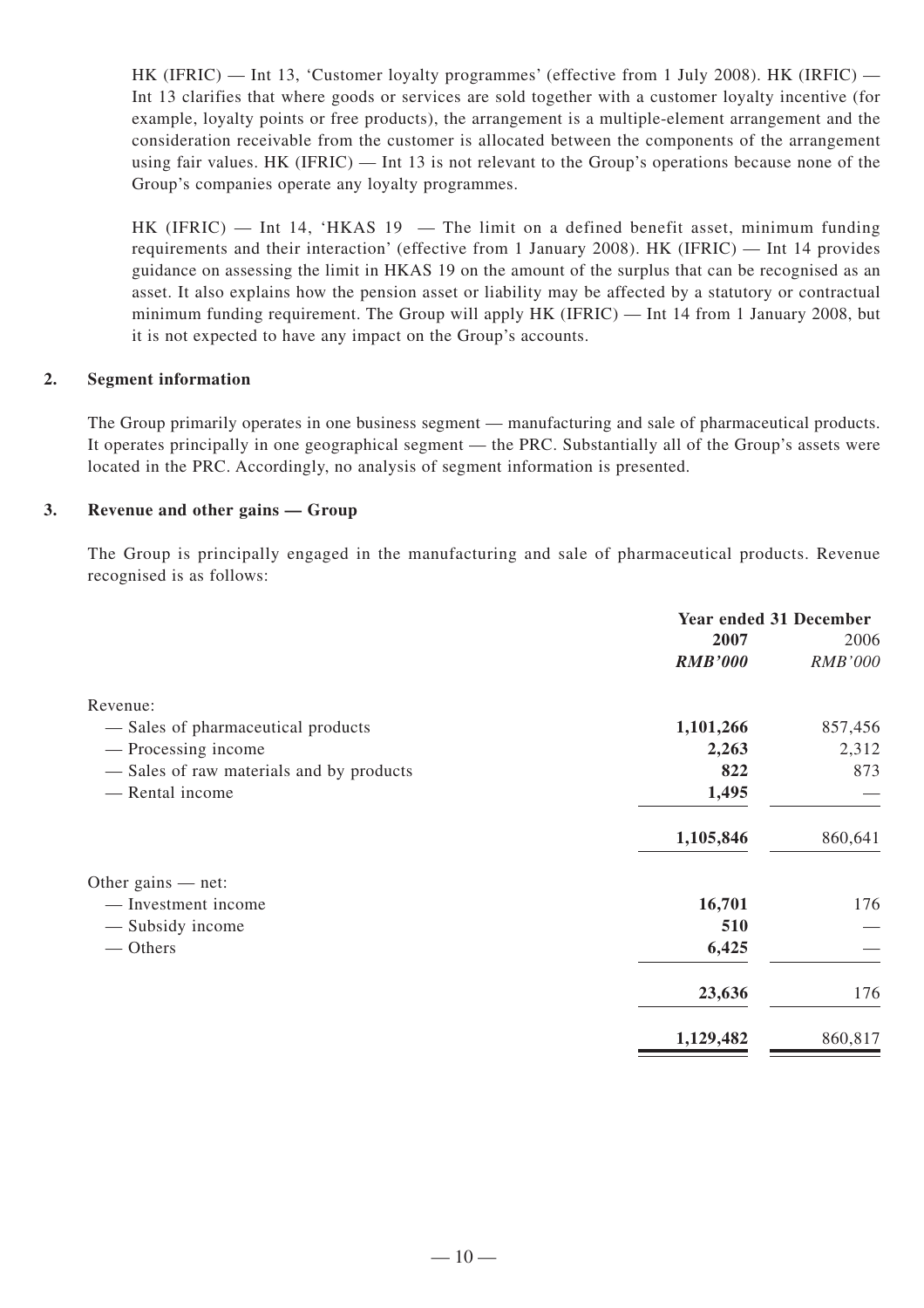HK (IFRIC) — Int 13, 'Customer loyalty programmes' (effective from 1 July 2008). HK (IRFIC) — Int 13 clarifies that where goods or services are sold together with a customer loyalty incentive (for example, loyalty points or free products), the arrangement is a multiple-element arrangement and the consideration receivable from the customer is allocated between the components of the arrangement using fair values. HK (IFRIC) — Int 13 is not relevant to the Group's operations because none of the Group's companies operate any loyalty programmes.

HK (IFRIC) — Int 14, 'HKAS 19 — The limit on a defined benefit asset, minimum funding requirements and their interaction' (effective from 1 January 2008). HK (IFRIC) — Int 14 provides guidance on assessing the limit in HKAS 19 on the amount of the surplus that can be recognised as an asset. It also explains how the pension asset or liability may be affected by a statutory or contractual minimum funding requirement. The Group will apply HK (IFRIC) — Int 14 from 1 January 2008, but it is not expected to have any impact on the Group's accounts.

## 2. Segment information

The Group primarily operates in one business segment — manufacturing and sale of pharmaceutical products. It operates principally in one geographical segment — the PRC. Substantially all of the Group's assets were located in the PRC. Accordingly, no analysis of segment information is presented.

## 3. Revenue and other gains — Group

The Group is principally engaged in the manufacturing and sale of pharmaceutical products. Revenue recognised is as follows:

| | Year ended 31 December | |
|---|---|---|
| | **2007** | 2006 |
| | ***RMB'000*** | *RMB'000* |
| Revenue: | | |
| — Sales of pharmaceutical products | **1,101,266** | 857,456 |
| — Processing income | **2,263** | 2,312 |
| — Sales of raw materials and by products | **822** | 873 |
| — Rental income | **1,495** | — |
| | **1,105,846** | 860,641 |
| Other gains — net: | | |
| — Investment income | **16,701** | 176 |
| — Subsidy income | **510** | — |
| — Others | **6,425** | — |
| | **23,636** | 176 |
| | **1,129,482** | 860,817 |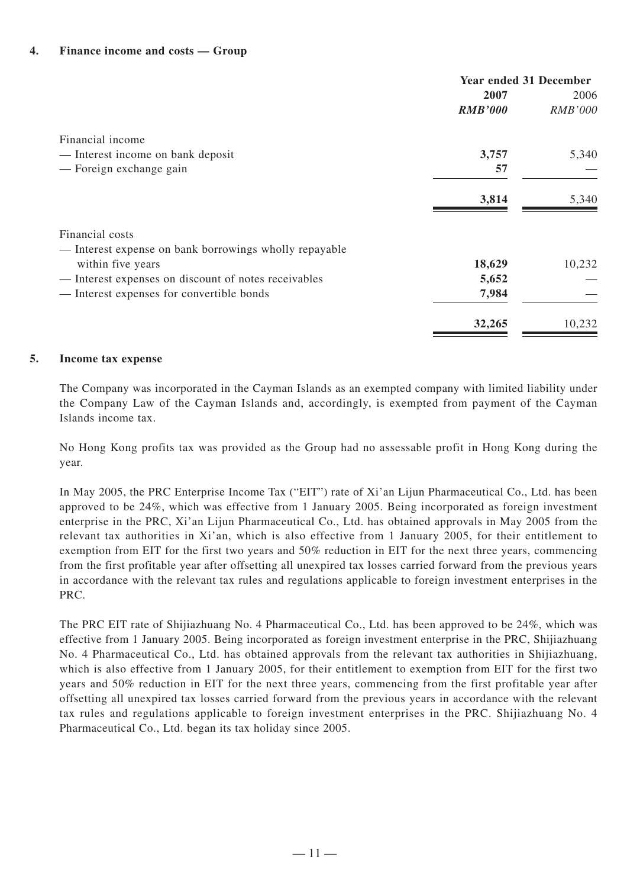### 4. Finance income and costs — Group

| | Year ended 31 December | |
|---|---|---|
| | **2007** | 2006 |
| | ***RMB'000*** | *RMB'000* |
| Financial income | | |
| — Interest income on bank deposit | **3,757** | 5,340 |
| — Foreign exchange gain | **57** | — |
| | **3,814** | 5,340 |
| Financial costs | | |
| — Interest expense on bank borrowings wholly repayable within five years | **18,629** | 10,232 |
| — Interest expenses on discount of notes receivables | **5,652** | — |
| — Interest expenses for convertible bonds | **7,984** | — |
| | **32,265** | 10,232 |

### 5. Income tax expense

The Company was incorporated in the Cayman Islands as an exempted company with limited liability under the Company Law of the Cayman Islands and, accordingly, is exempted from payment of the Cayman Islands income tax.

No Hong Kong profits tax was provided as the Group had no assessable profit in Hong Kong during the year.

In May 2005, the PRC Enterprise Income Tax ("EIT") rate of Xi'an Lijun Pharmaceutical Co., Ltd. has been approved to be 24%, which was effective from 1 January 2005. Being incorporated as foreign investment enterprise in the PRC, Xi'an Lijun Pharmaceutical Co., Ltd. has obtained approvals in May 2005 from the relevant tax authorities in Xi'an, which is also effective from 1 January 2005, for their entitlement to exemption from EIT for the first two years and 50% reduction in EIT for the next three years, commencing from the first profitable year after offsetting all unexpired tax losses carried forward from the previous years in accordance with the relevant tax rules and regulations applicable to foreign investment enterprises in the PRC.

The PRC EIT rate of Shijiazhuang No. 4 Pharmaceutical Co., Ltd. has been approved to be 24%, which was effective from 1 January 2005. Being incorporated as foreign investment enterprise in the PRC, Shijiazhuang No. 4 Pharmaceutical Co., Ltd. has obtained approvals from the relevant tax authorities in Shijiazhuang, which is also effective from 1 January 2005, for their entitlement to exemption from EIT for the first two years and 50% reduction in EIT for the next three years, commencing from the first profitable year after offsetting all unexpired tax losses carried forward from the previous years in accordance with the relevant tax rules and regulations applicable to foreign investment enterprises in the PRC. Shijiazhuang No. 4 Pharmaceutical Co., Ltd. began its tax holiday since 2005.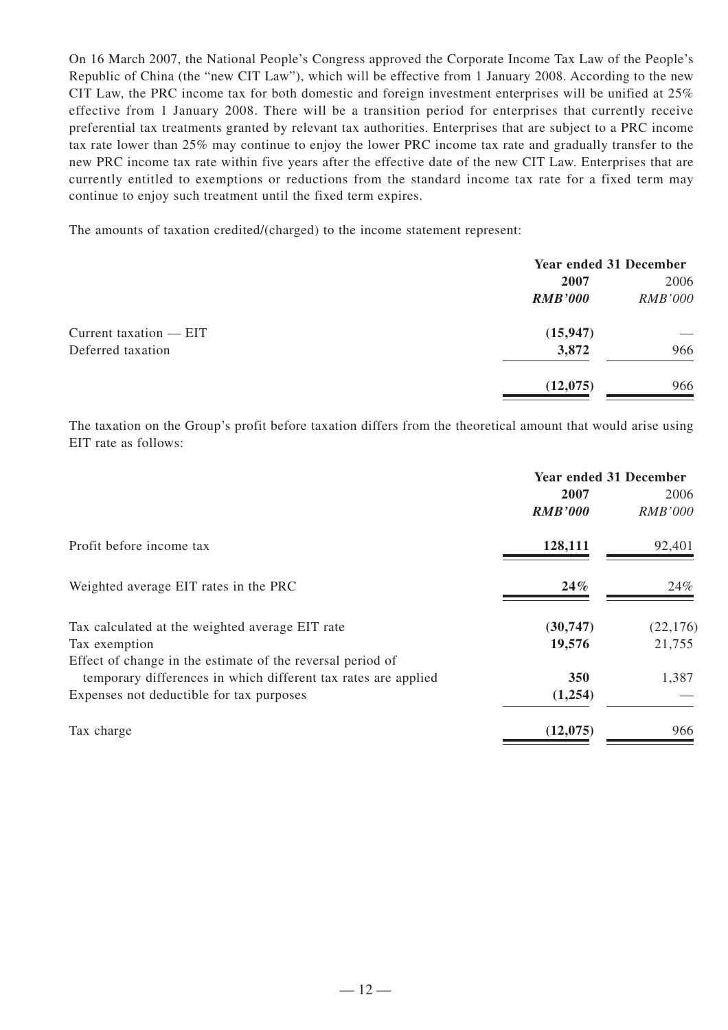On 16 March 2007, the National People's Congress approved the Corporate Income Tax Law of the People's Republic of China (the "new CIT Law"), which will be effective from 1 January 2008. According to the new CIT Law, the PRC income tax for both domestic and foreign investment enterprises will be unified at 25% effective from 1 January 2008. There will be a transition period for enterprises that currently receive preferential tax treatments granted by relevant tax authorities. Enterprises that are subject to a PRC income tax rate lower than 25% may continue to enjoy the lower PRC income tax rate and gradually transfer to the new PRC income tax rate within five years after the effective date of the new CIT Law. Enterprises that are currently entitled to exemptions or reductions from the standard income tax rate for a fixed term may continue to enjoy such treatment until the fixed term expires.

The amounts of taxation credited/(charged) to the income statement represent:

| | Year ended 31 December | |
|---|---|---|
| | **2007** | 2006 |
| | ***RMB'000*** | *RMB'000* |
| Current taxation — EIT | **(15,947)** | — |
| Deferred taxation | **3,872** | 966 |
| | **(12,075)** | 966 |

The taxation on the Group's profit before taxation differs from the theoretical amount that would arise using EIT rate as follows:

| | Year ended 31 December | |
|---|---|---|
| | **2007** | 2006 |
| | ***RMB'000*** | *RMB'000* |
| Profit before income tax | **128,111** | 92,401 |
| Weighted average EIT rates in the PRC | **24%** | 24% |
| Tax calculated at the weighted average EIT rate | **(30,747)** | (22,176) |
| Tax exemption | **19,576** | 21,755 |
| Effect of change in the estimate of the reversal period of temporary differences in which different tax rates are applied | **350** | 1,387 |
| Expenses not deductible for tax purposes | **(1,254)** | — |
| Tax charge | **(12,075)** | 966 |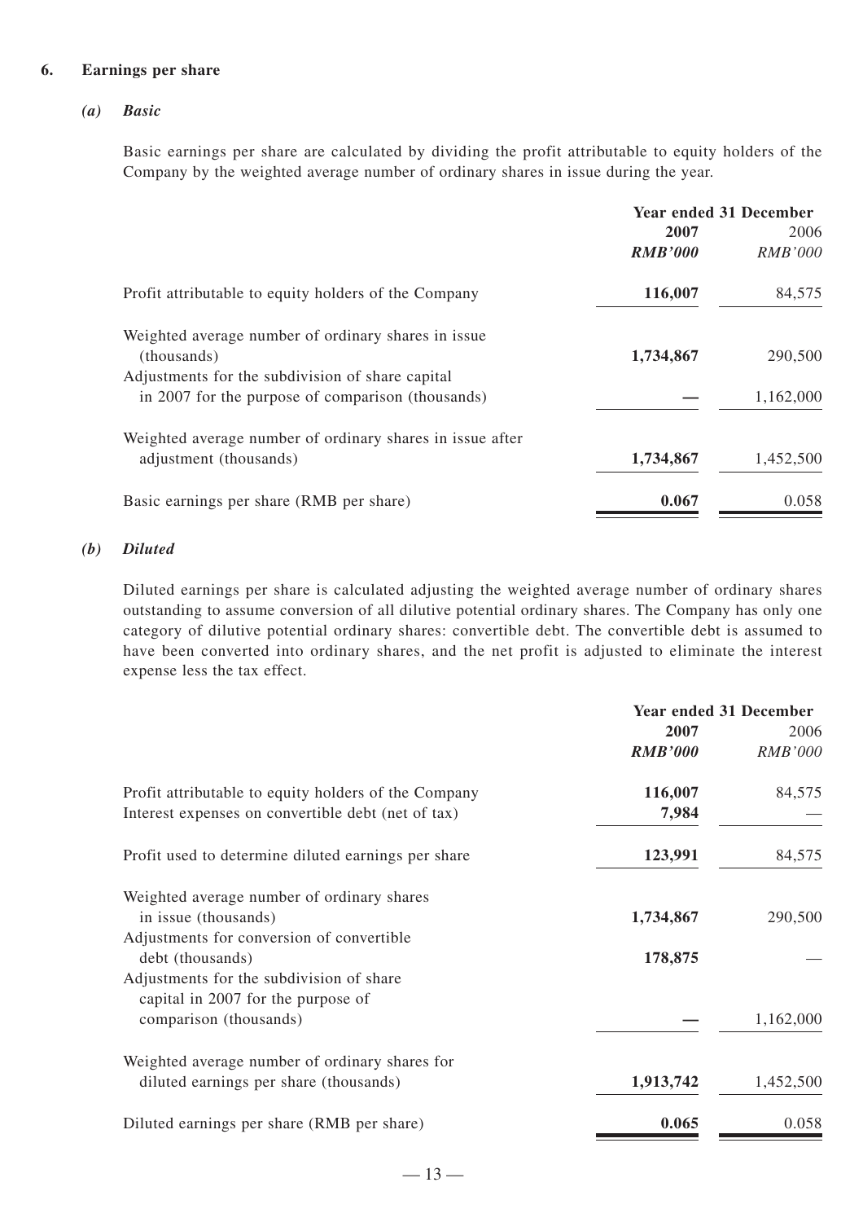## 6. Earnings per share

### *(a) Basic*

Basic earnings per share are calculated by dividing the profit attributable to equity holders of the Company by the weighted average number of ordinary shares in issue during the year.

| | Year ended 31 December | |
|---|---|---|
| | **2007** | 2006 |
| | ***RMB'000*** | *RMB'000* |
| Profit attributable to equity holders of the Company | **116,007** | 84,575 |
| Weighted average number of ordinary shares in issue (thousands) | **1,734,867** | 290,500 |
| Adjustments for the subdivision of share capital in 2007 for the purpose of comparison (thousands) | **—** | 1,162,000 |
| Weighted average number of ordinary shares in issue after adjustment (thousands) | **1,734,867** | 1,452,500 |
| Basic earnings per share (RMB per share) | **0.067** | 0.058 |

### *(b) Diluted*

Diluted earnings per share is calculated adjusting the weighted average number of ordinary shares outstanding to assume conversion of all dilutive potential ordinary shares. The Company has only one category of dilutive potential ordinary shares: convertible debt. The convertible debt is assumed to have been converted into ordinary shares, and the net profit is adjusted to eliminate the interest expense less the tax effect.

| | Year ended 31 December | |
|---|---|---|
| | **2007** | 2006 |
| | ***RMB'000*** | *RMB'000* |
| Profit attributable to equity holders of the Company | **116,007** | 84,575 |
| Interest expenses on convertible debt (net of tax) | **7,984** | — |
| Profit used to determine diluted earnings per share | **123,991** | 84,575 |
| Weighted average number of ordinary shares in issue (thousands) | **1,734,867** | 290,500 |
| Adjustments for conversion of convertible debt (thousands) | **178,875** | — |
| Adjustments for the subdivision of share capital in 2007 for the purpose of comparison (thousands) | **—** | 1,162,000 |
| Weighted average number of ordinary shares for diluted earnings per share (thousands) | **1,913,742** | 1,452,500 |
| Diluted earnings per share (RMB per share) | **0.065** | 0.058 |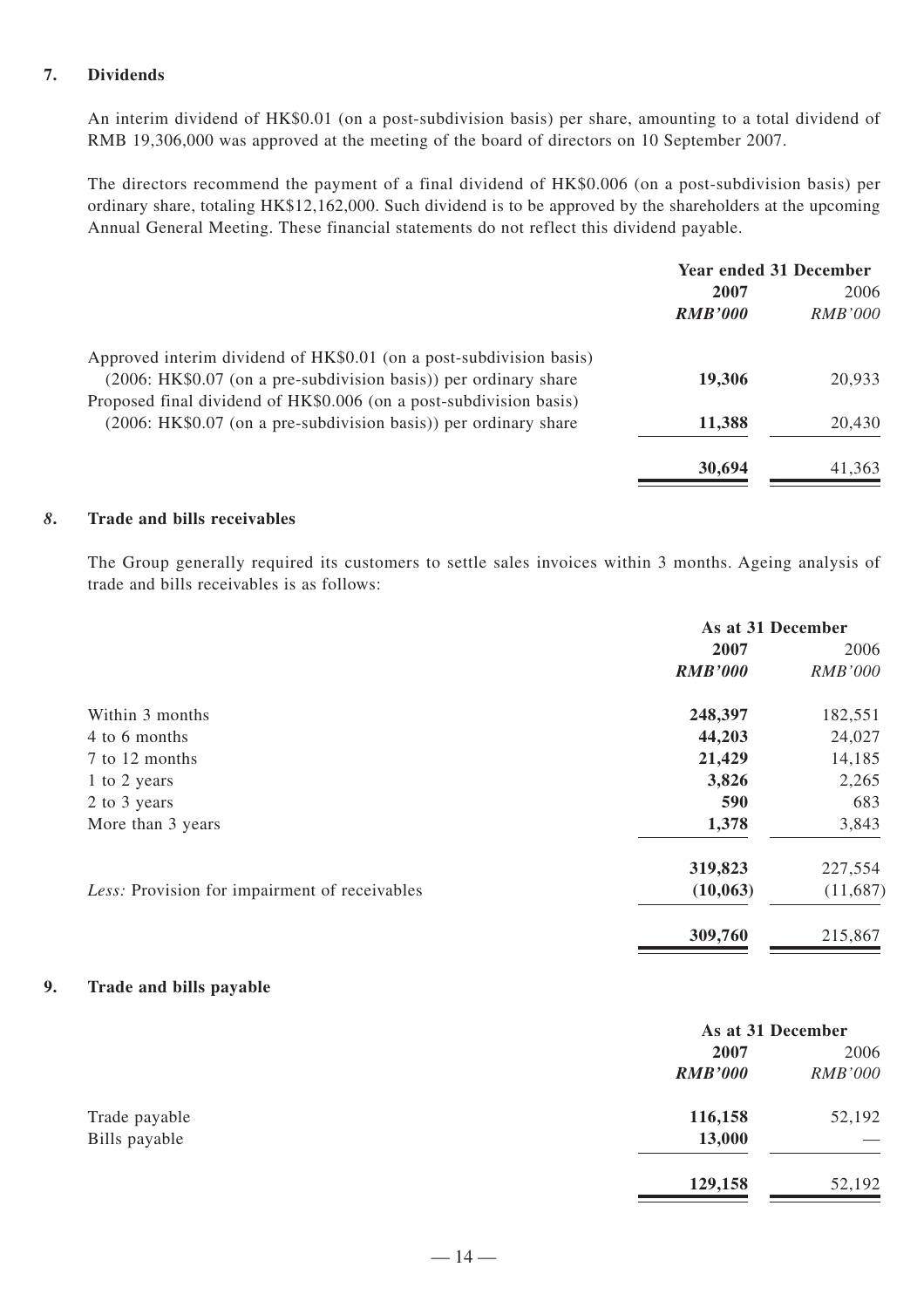## 7. Dividends

An interim dividend of HK$0.01 (on a post-subdivision basis) per share, amounting to a total dividend of RMB 19,306,000 was approved at the meeting of the board of directors on 10 September 2007.

The directors recommend the payment of a final dividend of HK$0.006 (on a post-subdivision basis) per ordinary share, totaling HK$12,162,000. Such dividend is to be approved by the shareholders at the upcoming Annual General Meeting. These financial statements do not reflect this dividend payable.

| | Year ended 31 December | |
|---|---|---|
| | **2007** | 2006 |
| | ***RMB'000*** | *RMB'000* |
| Approved interim dividend of HK$0.01 (on a post-subdivision basis) (2006: HK$0.07 (on a pre-subdivision basis)) per ordinary share | **19,306** | 20,933 |
| Proposed final dividend of HK$0.006 (on a post-subdivision basis) (2006: HK$0.07 (on a pre-subdivision basis)) per ordinary share | **11,388** | 20,430 |
| | **30,694** | 41,363 |

## *8.* Trade and bills receivables

The Group generally required its customers to settle sales invoices within 3 months. Ageing analysis of trade and bills receivables is as follows:

| | As at 31 December | |
|---|---|---|
| | **2007** | 2006 |
| | ***RMB'000*** | *RMB'000* |
| Within 3 months | **248,397** | 182,551 |
| 4 to 6 months | **44,203** | 24,027 |
| 7 to 12 months | **21,429** | 14,185 |
| 1 to 2 years | **3,826** | 2,265 |
| 2 to 3 years | **590** | 683 |
| More than 3 years | **1,378** | 3,843 |
| | **319,823** | 227,554 |
| *Less:* Provision for impairment of receivables | **(10,063)** | (11,687) |
| | **309,760** | 215,867 |

## 9. Trade and bills payable

| | As at 31 December | |
|---|---|---|
| | **2007** | 2006 |
| | ***RMB'000*** | *RMB'000* |
| Trade payable | **116,158** | 52,192 |
| Bills payable | **13,000** | — |
| | **129,158** | 52,192 |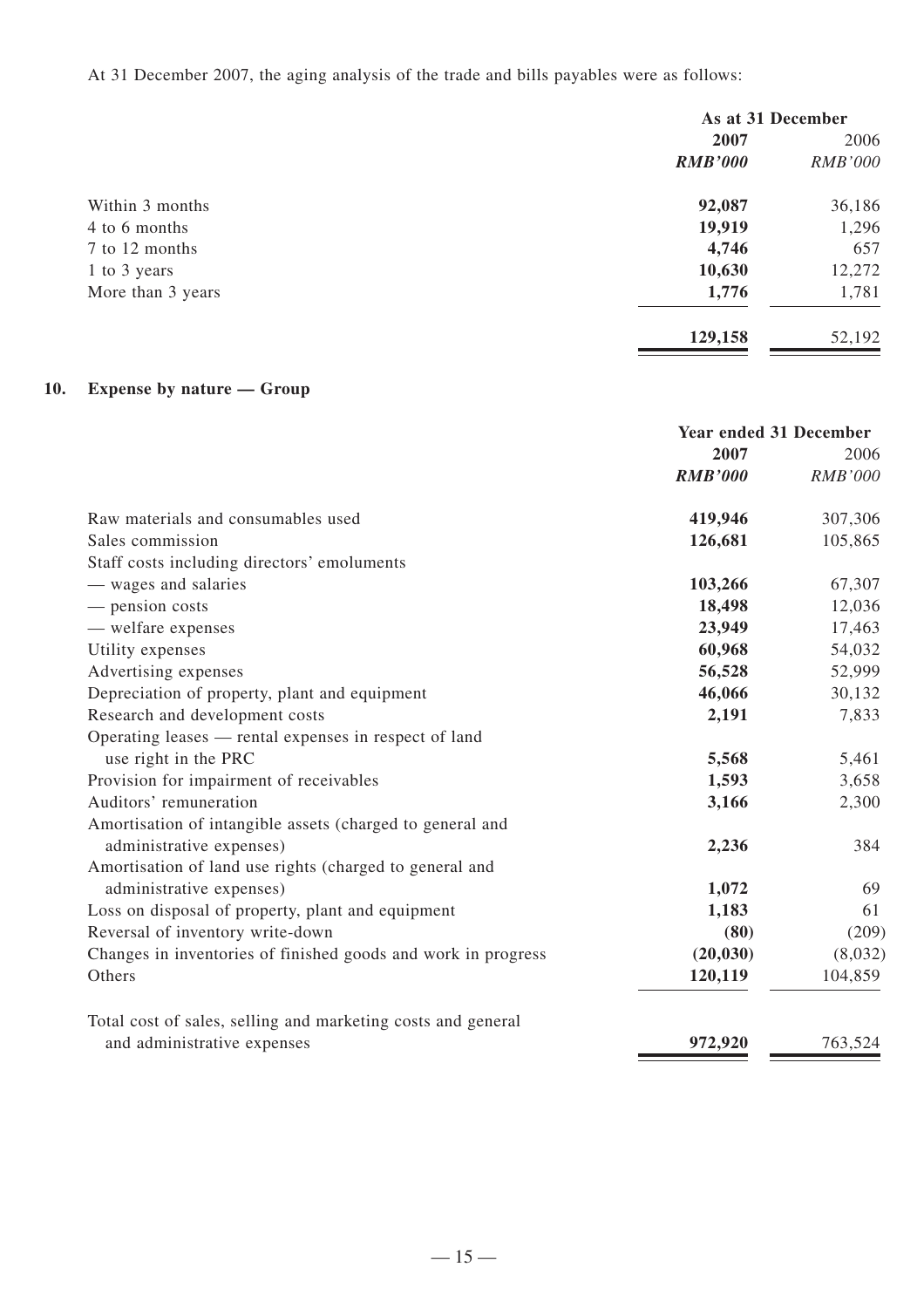At 31 December 2007, the aging analysis of the trade and bills payables were as follows:

| | As at 31 December | |
|---|---|---|
| | **2007** | 2006 |
| | ***RMB'000*** | *RMB'000* |
| Within 3 months | **92,087** | 36,186 |
| 4 to 6 months | **19,919** | 1,296 |
| 7 to 12 months | **4,746** | 657 |
| 1 to 3 years | **10,630** | 12,272 |
| More than 3 years | **1,776** | 1,781 |
| | **129,158** | 52,192 |

## 10. Expense by nature — Group

| | Year ended 31 December | |
|---|---|---|
| | **2007** | 2006 |
| | ***RMB'000*** | *RMB'000* |
| Raw materials and consumables used | **419,946** | 307,306 |
| Sales commission | **126,681** | 105,865 |
| Staff costs including directors' emoluments | | |
| — wages and salaries | **103,266** | 67,307 |
| — pension costs | **18,498** | 12,036 |
| — welfare expenses | **23,949** | 17,463 |
| Utility expenses | **60,968** | 54,032 |
| Advertising expenses | **56,528** | 52,999 |
| Depreciation of property, plant and equipment | **46,066** | 30,132 |
| Research and development costs | **2,191** | 7,833 |
| Operating leases — rental expenses in respect of land use right in the PRC | **5,568** | 5,461 |
| Provision for impairment of receivables | **1,593** | 3,658 |
| Auditors' remuneration | **3,166** | 2,300 |
| Amortisation of intangible assets (charged to general and administrative expenses) | **2,236** | 384 |
| Amortisation of land use rights (charged to general and administrative expenses) | **1,072** | 69 |
| Loss on disposal of property, plant and equipment | **1,183** | 61 |
| Reversal of inventory write-down | **(80)** | (209) |
| Changes in inventories of finished goods and work in progress | **(20,030)** | (8,032) |
| Others | **120,119** | 104,859 |
| Total cost of sales, selling and marketing costs and general and administrative expenses | **972,920** | 763,524 |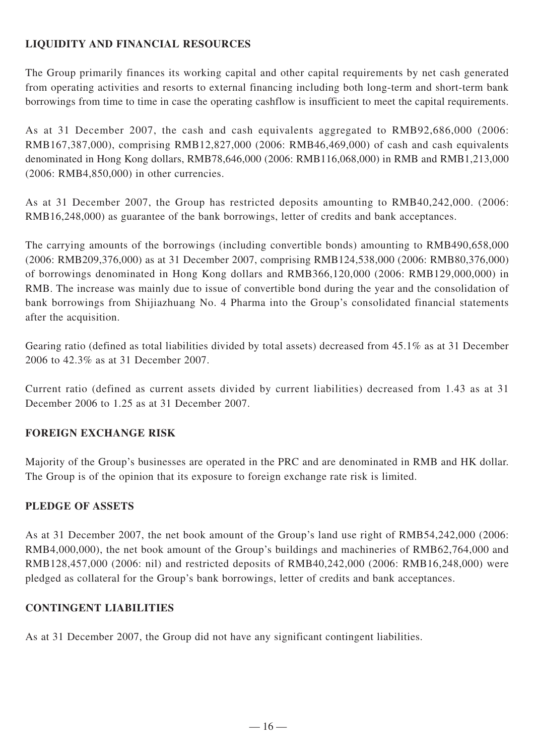## LIQUIDITY AND FINANCIAL RESOURCES

The Group primarily finances its working capital and other capital requirements by net cash generated from operating activities and resorts to external financing including both long-term and short-term bank borrowings from time to time in case the operating cashflow is insufficient to meet the capital requirements.

As at 31 December 2007, the cash and cash equivalents aggregated to RMB92,686,000 (2006: RMB167,387,000), comprising RMB12,827,000 (2006: RMB46,469,000) of cash and cash equivalents denominated in Hong Kong dollars, RMB78,646,000 (2006: RMB116,068,000) in RMB and RMB1,213,000 (2006: RMB4,850,000) in other currencies.

As at 31 December 2007, the Group has restricted deposits amounting to RMB40,242,000. (2006: RMB16,248,000) as guarantee of the bank borrowings, letter of credits and bank acceptances.

The carrying amounts of the borrowings (including convertible bonds) amounting to RMB490,658,000 (2006: RMB209,376,000) as at 31 December 2007, comprising RMB124,538,000 (2006: RMB80,376,000) of borrowings denominated in Hong Kong dollars and RMB366,120,000 (2006: RMB129,000,000) in RMB. The increase was mainly due to issue of convertible bond during the year and the consolidation of bank borrowings from Shijiazhuang No. 4 Pharma into the Group's consolidated financial statements after the acquisition.

Gearing ratio (defined as total liabilities divided by total assets) decreased from 45.1% as at 31 December 2006 to 42.3% as at 31 December 2007.

Current ratio (defined as current assets divided by current liabilities) decreased from 1.43 as at 31 December 2006 to 1.25 as at 31 December 2007.

## FOREIGN EXCHANGE RISK

Majority of the Group's businesses are operated in the PRC and are denominated in RMB and HK dollar. The Group is of the opinion that its exposure to foreign exchange rate risk is limited.

## PLEDGE OF ASSETS

As at 31 December 2007, the net book amount of the Group's land use right of RMB54,242,000 (2006: RMB4,000,000), the net book amount of the Group's buildings and machineries of RMB62,764,000 and RMB128,457,000 (2006: nil) and restricted deposits of RMB40,242,000 (2006: RMB16,248,000) were pledged as collateral for the Group's bank borrowings, letter of credits and bank acceptances.

## CONTINGENT LIABILITIES

As at 31 December 2007, the Group did not have any significant contingent liabilities.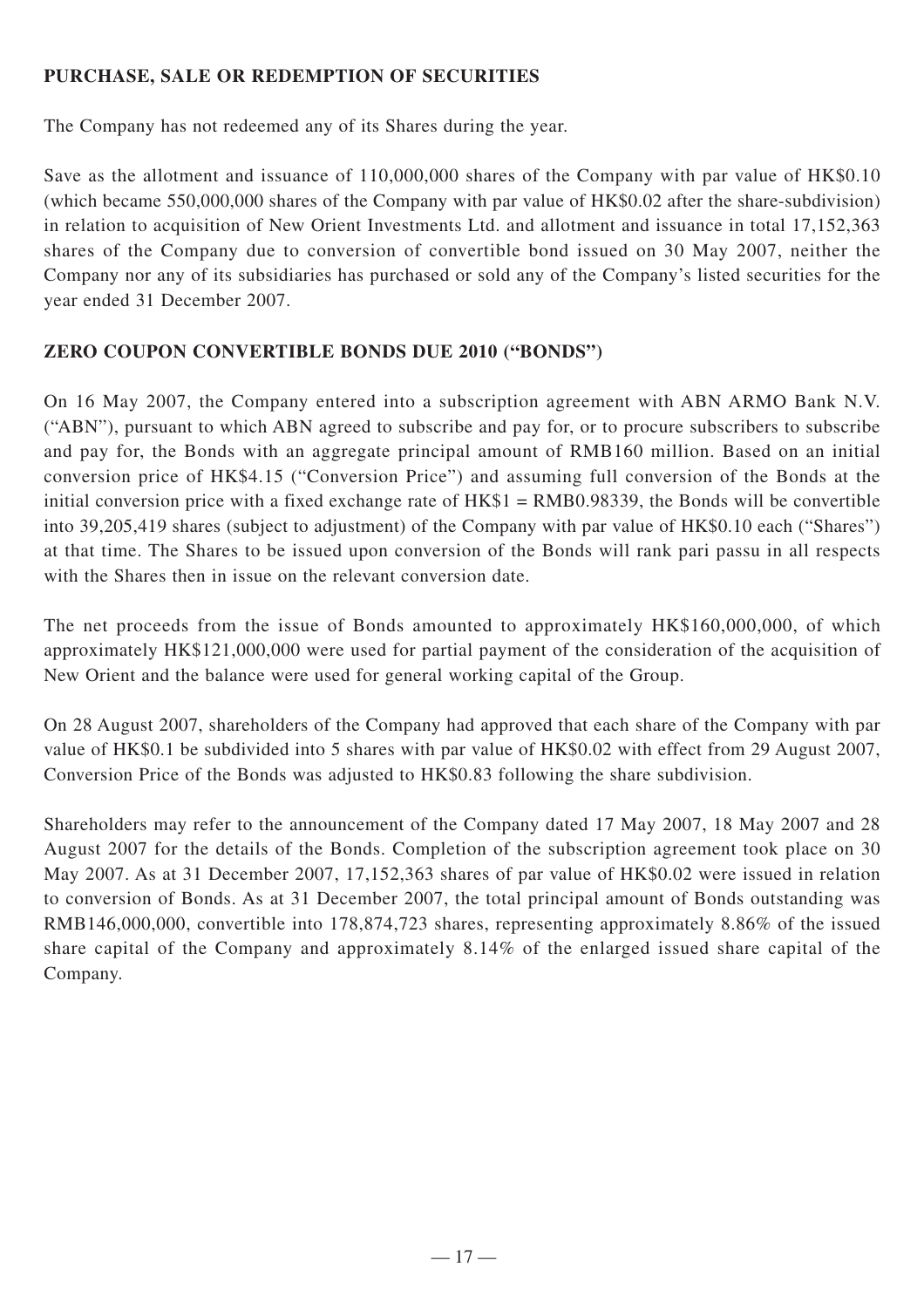## PURCHASE, SALE OR REDEMPTION OF SECURITIES

The Company has not redeemed any of its Shares during the year.

Save as the allotment and issuance of 110,000,000 shares of the Company with par value of HK$0.10 (which became 550,000,000 shares of the Company with par value of HK$0.02 after the share-subdivision) in relation to acquisition of New Orient Investments Ltd. and allotment and issuance in total 17,152,363 shares of the Company due to conversion of convertible bond issued on 30 May 2007, neither the Company nor any of its subsidiaries has purchased or sold any of the Company's listed securities for the year ended 31 December 2007.

## ZERO COUPON CONVERTIBLE BONDS DUE 2010 ("BONDS")

On 16 May 2007, the Company entered into a subscription agreement with ABN ARMO Bank N.V. ("ABN"), pursuant to which ABN agreed to subscribe and pay for, or to procure subscribers to subscribe and pay for, the Bonds with an aggregate principal amount of RMB160 million. Based on an initial conversion price of HK$4.15 ("Conversion Price") and assuming full conversion of the Bonds at the initial conversion price with a fixed exchange rate of HK$1 = RMB0.98339, the Bonds will be convertible into 39,205,419 shares (subject to adjustment) of the Company with par value of HK$0.10 each ("Shares") at that time. The Shares to be issued upon conversion of the Bonds will rank pari passu in all respects with the Shares then in issue on the relevant conversion date.

The net proceeds from the issue of Bonds amounted to approximately HK$160,000,000, of which approximately HK$121,000,000 were used for partial payment of the consideration of the acquisition of New Orient and the balance were used for general working capital of the Group.

On 28 August 2007, shareholders of the Company had approved that each share of the Company with par value of HK$0.1 be subdivided into 5 shares with par value of HK$0.02 with effect from 29 August 2007, Conversion Price of the Bonds was adjusted to HK$0.83 following the share subdivision.

Shareholders may refer to the announcement of the Company dated 17 May 2007, 18 May 2007 and 28 August 2007 for the details of the Bonds. Completion of the subscription agreement took place on 30 May 2007. As at 31 December 2007, 17,152,363 shares of par value of HK$0.02 were issued in relation to conversion of Bonds. As at 31 December 2007, the total principal amount of Bonds outstanding was RMB146,000,000, convertible into 178,874,723 shares, representing approximately 8.86% of the issued share capital of the Company and approximately 8.14% of the enlarged issued share capital of the Company.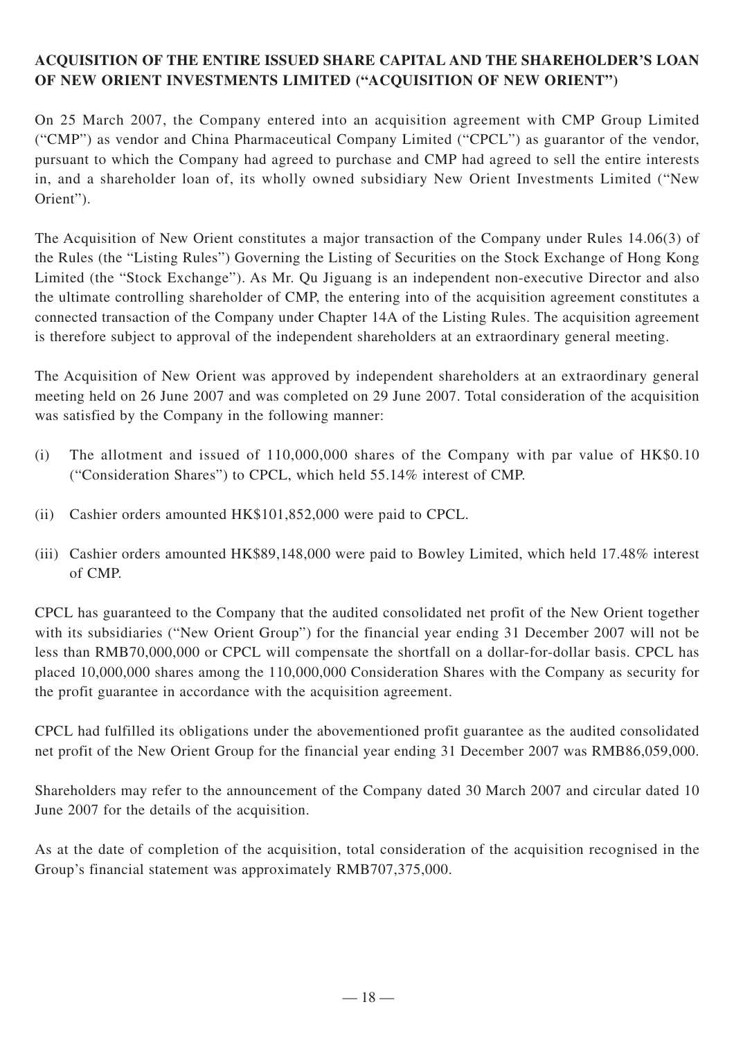## ACQUISITION OF THE ENTIRE ISSUED SHARE CAPITAL AND THE SHAREHOLDER'S LOAN OF NEW ORIENT INVESTMENTS LIMITED ("ACQUISITION OF NEW ORIENT")

On 25 March 2007, the Company entered into an acquisition agreement with CMP Group Limited ("CMP") as vendor and China Pharmaceutical Company Limited ("CPCL") as guarantor of the vendor, pursuant to which the Company had agreed to purchase and CMP had agreed to sell the entire interests in, and a shareholder loan of, its wholly owned subsidiary New Orient Investments Limited ("New Orient").

The Acquisition of New Orient constitutes a major transaction of the Company under Rules 14.06(3) of the Rules (the "Listing Rules") Governing the Listing of Securities on the Stock Exchange of Hong Kong Limited (the "Stock Exchange"). As Mr. Qu Jiguang is an independent non-executive Director and also the ultimate controlling shareholder of CMP, the entering into of the acquisition agreement constitutes a connected transaction of the Company under Chapter 14A of the Listing Rules. The acquisition agreement is therefore subject to approval of the independent shareholders at an extraordinary general meeting.

The Acquisition of New Orient was approved by independent shareholders at an extraordinary general meeting held on 26 June 2007 and was completed on 29 June 2007. Total consideration of the acquisition was satisfied by the Company in the following manner:

(i) The allotment and issued of 110,000,000 shares of the Company with par value of HK$0.10 ("Consideration Shares") to CPCL, which held 55.14% interest of CMP.

(ii) Cashier orders amounted HK$101,852,000 were paid to CPCL.

(iii) Cashier orders amounted HK$89,148,000 were paid to Bowley Limited, which held 17.48% interest of CMP.

CPCL has guaranteed to the Company that the audited consolidated net profit of the New Orient together with its subsidiaries ("New Orient Group") for the financial year ending 31 December 2007 will not be less than RMB70,000,000 or CPCL will compensate the shortfall on a dollar-for-dollar basis. CPCL has placed 10,000,000 shares among the 110,000,000 Consideration Shares with the Company as security for the profit guarantee in accordance with the acquisition agreement.

CPCL had fulfilled its obligations under the abovementioned profit guarantee as the audited consolidated net profit of the New Orient Group for the financial year ending 31 December 2007 was RMB86,059,000.

Shareholders may refer to the announcement of the Company dated 30 March 2007 and circular dated 10 June 2007 for the details of the acquisition.

As at the date of completion of the acquisition, total consideration of the acquisition recognised in the Group's financial statement was approximately RMB707,375,000.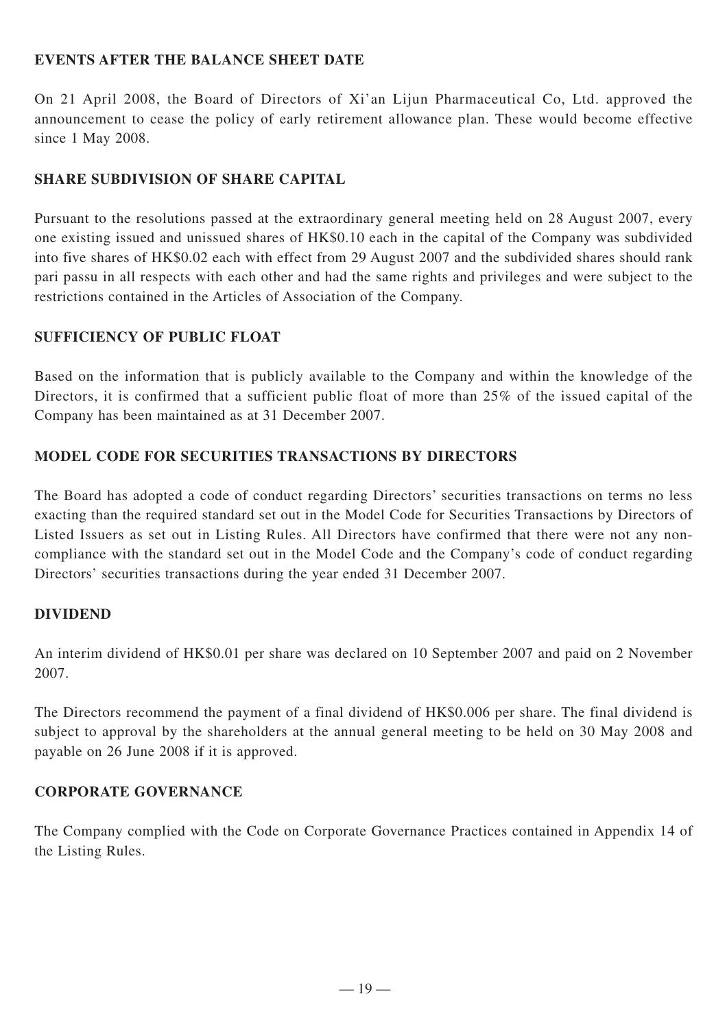## EVENTS AFTER THE BALANCE SHEET DATE

On 21 April 2008, the Board of Directors of Xi'an Lijun Pharmaceutical Co, Ltd. approved the announcement to cease the policy of early retirement allowance plan. These would become effective since 1 May 2008.

## SHARE SUBDIVISION OF SHARE CAPITAL

Pursuant to the resolutions passed at the extraordinary general meeting held on 28 August 2007, every one existing issued and unissued shares of HK$0.10 each in the capital of the Company was subdivided into five shares of HK$0.02 each with effect from 29 August 2007 and the subdivided shares should rank pari passu in all respects with each other and had the same rights and privileges and were subject to the restrictions contained in the Articles of Association of the Company.

## SUFFICIENCY OF PUBLIC FLOAT

Based on the information that is publicly available to the Company and within the knowledge of the Directors, it is confirmed that a sufficient public float of more than 25% of the issued capital of the Company has been maintained as at 31 December 2007.

## MODEL CODE FOR SECURITIES TRANSACTIONS BY DIRECTORS

The Board has adopted a code of conduct regarding Directors' securities transactions on terms no less exacting than the required standard set out in the Model Code for Securities Transactions by Directors of Listed Issuers as set out in Listing Rules. All Directors have confirmed that there were not any non-compliance with the standard set out in the Model Code and the Company's code of conduct regarding Directors' securities transactions during the year ended 31 December 2007.

## DIVIDEND

An interim dividend of HK$0.01 per share was declared on 10 September 2007 and paid on 2 November 2007.

The Directors recommend the payment of a final dividend of HK$0.006 per share. The final dividend is subject to approval by the shareholders at the annual general meeting to be held on 30 May 2008 and payable on 26 June 2008 if it is approved.

## CORPORATE GOVERNANCE

The Company complied with the Code on Corporate Governance Practices contained in Appendix 14 of the Listing Rules.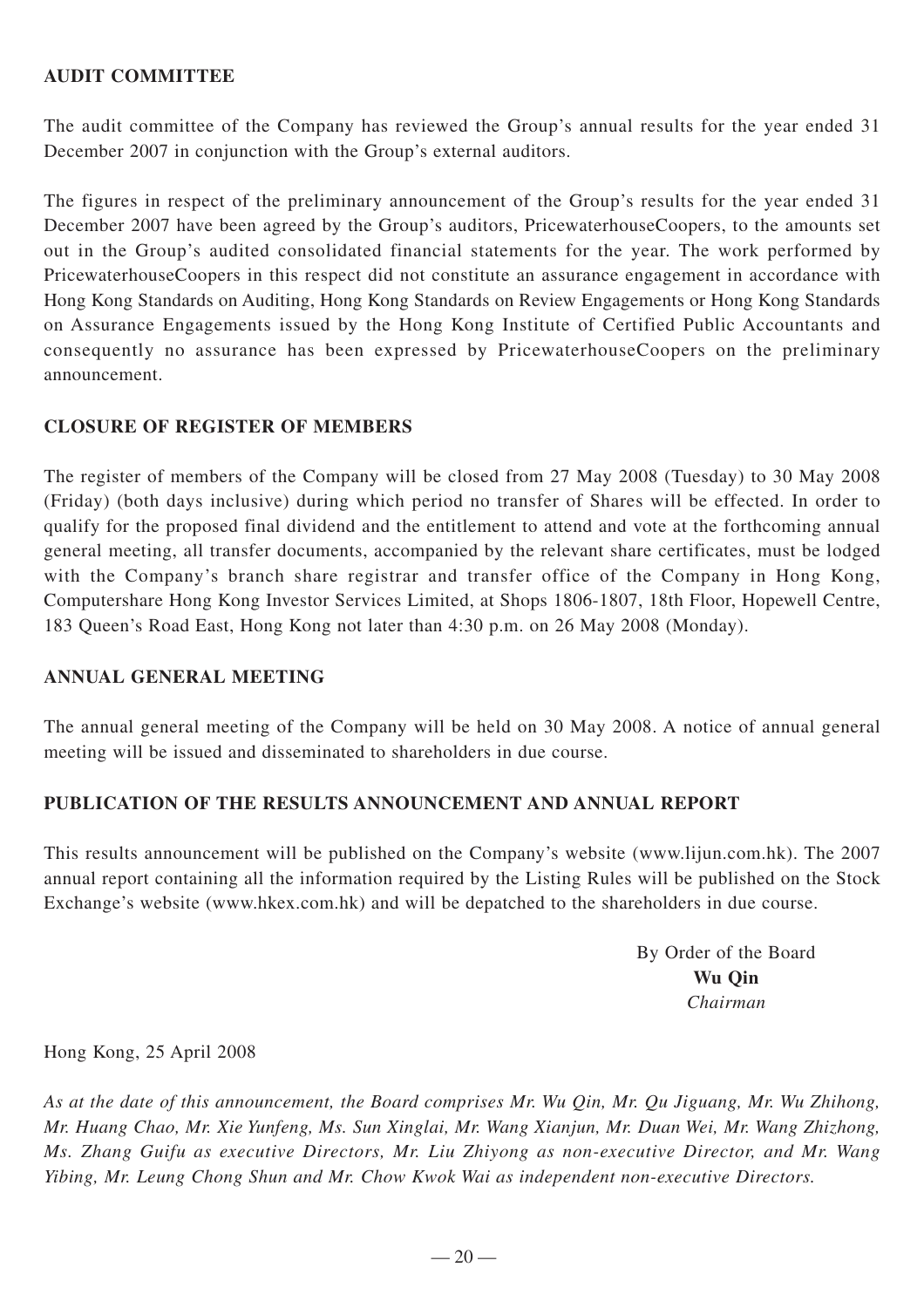## AUDIT COMMITTEE

The audit committee of the Company has reviewed the Group's annual results for the year ended 31 December 2007 in conjunction with the Group's external auditors.

The figures in respect of the preliminary announcement of the Group's results for the year ended 31 December 2007 have been agreed by the Group's auditors, PricewaterhouseCoopers, to the amounts set out in the Group's audited consolidated financial statements for the year. The work performed by PricewaterhouseCoopers in this respect did not constitute an assurance engagement in accordance with Hong Kong Standards on Auditing, Hong Kong Standards on Review Engagements or Hong Kong Standards on Assurance Engagements issued by the Hong Kong Institute of Certified Public Accountants and consequently no assurance has been expressed by PricewaterhouseCoopers on the preliminary announcement.

## CLOSURE OF REGISTER OF MEMBERS

The register of members of the Company will be closed from 27 May 2008 (Tuesday) to 30 May 2008 (Friday) (both days inclusive) during which period no transfer of Shares will be effected. In order to qualify for the proposed final dividend and the entitlement to attend and vote at the forthcoming annual general meeting, all transfer documents, accompanied by the relevant share certificates, must be lodged with the Company's branch share registrar and transfer office of the Company in Hong Kong, Computershare Hong Kong Investor Services Limited, at Shops 1806-1807, 18th Floor, Hopewell Centre, 183 Queen's Road East, Hong Kong not later than 4:30 p.m. on 26 May 2008 (Monday).

## ANNUAL GENERAL MEETING

The annual general meeting of the Company will be held on 30 May 2008. A notice of annual general meeting will be issued and disseminated to shareholders in due course.

## PUBLICATION OF THE RESULTS ANNOUNCEMENT AND ANNUAL REPORT

This results announcement will be published on the Company's website (www.lijun.com.hk). The 2007 annual report containing all the information required by the Listing Rules will be published on the Stock Exchange's website (www.hkex.com.hk) and will be depatched to the shareholders in due course.

By Order of the Board
**Wu Qin**
*Chairman*

Hong Kong, 25 April 2008

*As at the date of this announcement, the Board comprises Mr. Wu Qin, Mr. Qu Jiguang, Mr. Wu Zhihong, Mr. Huang Chao, Mr. Xie Yunfeng, Ms. Sun Xinglai, Mr. Wang Xianjun, Mr. Duan Wei, Mr. Wang Zhizhong, Ms. Zhang Guifu as executive Directors, Mr. Liu Zhiyong as non-executive Director, and Mr. Wang Yibing, Mr. Leung Chong Shun and Mr. Chow Kwok Wai as independent non-executive Directors.*